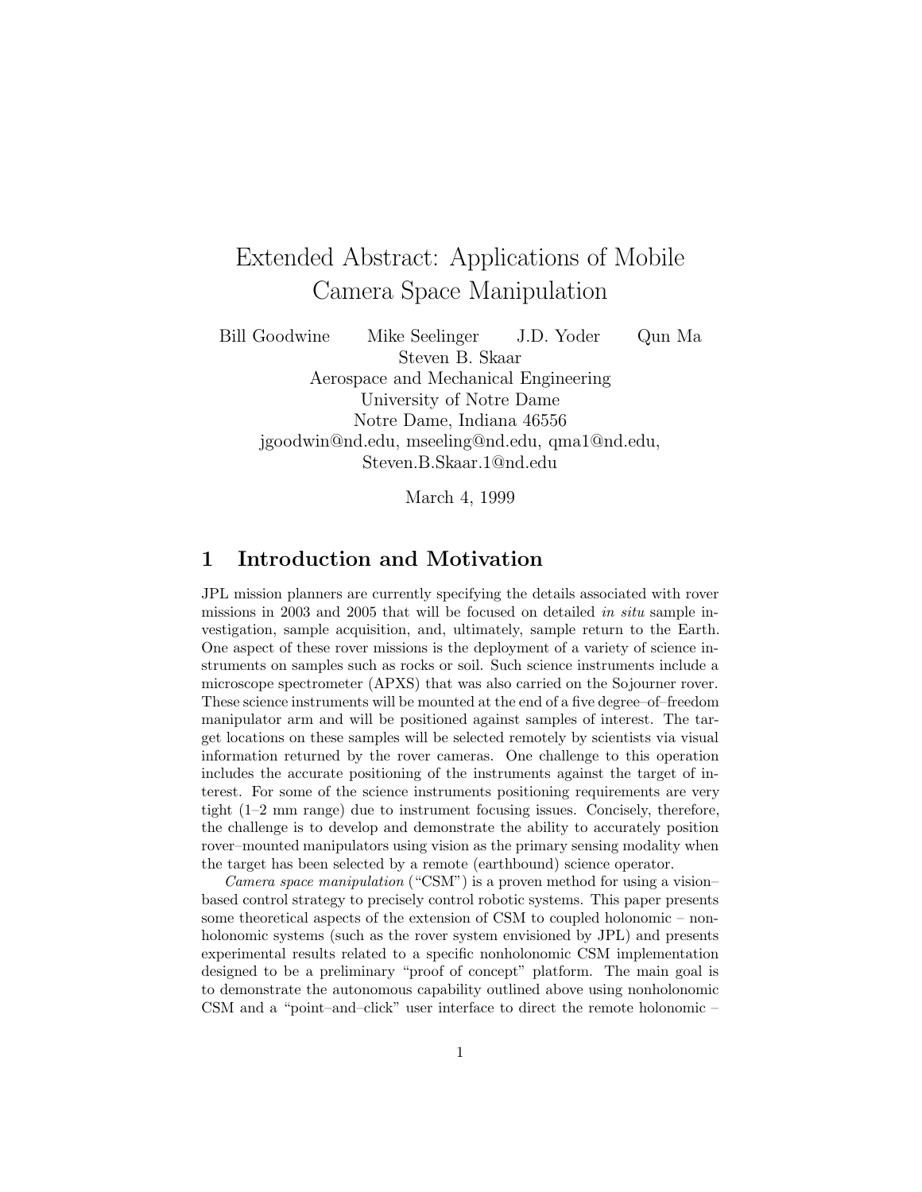# Extended Abstract: Applications of Mobile Camera Space Manipulation

Bill Goodwine  Mike Seelinger  J.D. Yoder  Qun Ma
Steven B. Skaar
Aerospace and Mechanical Engineering
University of Notre Dame
Notre Dame, Indiana 46556
jgoodwin@nd.edu, mseeling@nd.edu, qma1@nd.edu,
Steven.B.Skaar.1@nd.edu

March 4, 1999

## 1 Introduction and Motivation

JPL mission planners are currently specifying the details associated with rover missions in 2003 and 2005 that will be focused on detailed *in situ* sample investigation, sample acquisition, and, ultimately, sample return to the Earth. One aspect of these rover missions is the deployment of a variety of science instruments on samples such as rocks or soil. Such science instruments include a microscope spectrometer (APXS) that was also carried on the Sojourner rover. These science instruments will be mounted at the end of a five degree–of–freedom manipulator arm and will be positioned against samples of interest. The target locations on these samples will be selected remotely by scientists via visual information returned by the rover cameras. One challenge to this operation includes the accurate positioning of the instruments against the target of interest. For some of the science instruments positioning requirements are very tight (1–2 mm range) due to instrument focusing issues. Concisely, therefore, the challenge is to develop and demonstrate the ability to accurately position rover–mounted manipulators using vision as the primary sensing modality when the target has been selected by a remote (earthbound) science operator.

*Camera space manipulation* ("CSM") is a proven method for using a vision–based control strategy to precisely control robotic systems. This paper presents some theoretical aspects of the extension of CSM to coupled holonomic – nonholonomic systems (such as the rover system envisioned by JPL) and presents experimental results related to a specific nonholonomic CSM implementation designed to be a preliminary "proof of concept" platform. The main goal is to demonstrate the autonomous capability outlined above using nonholonomic CSM and a "point–and–click" user interface to direct the remote holonomic –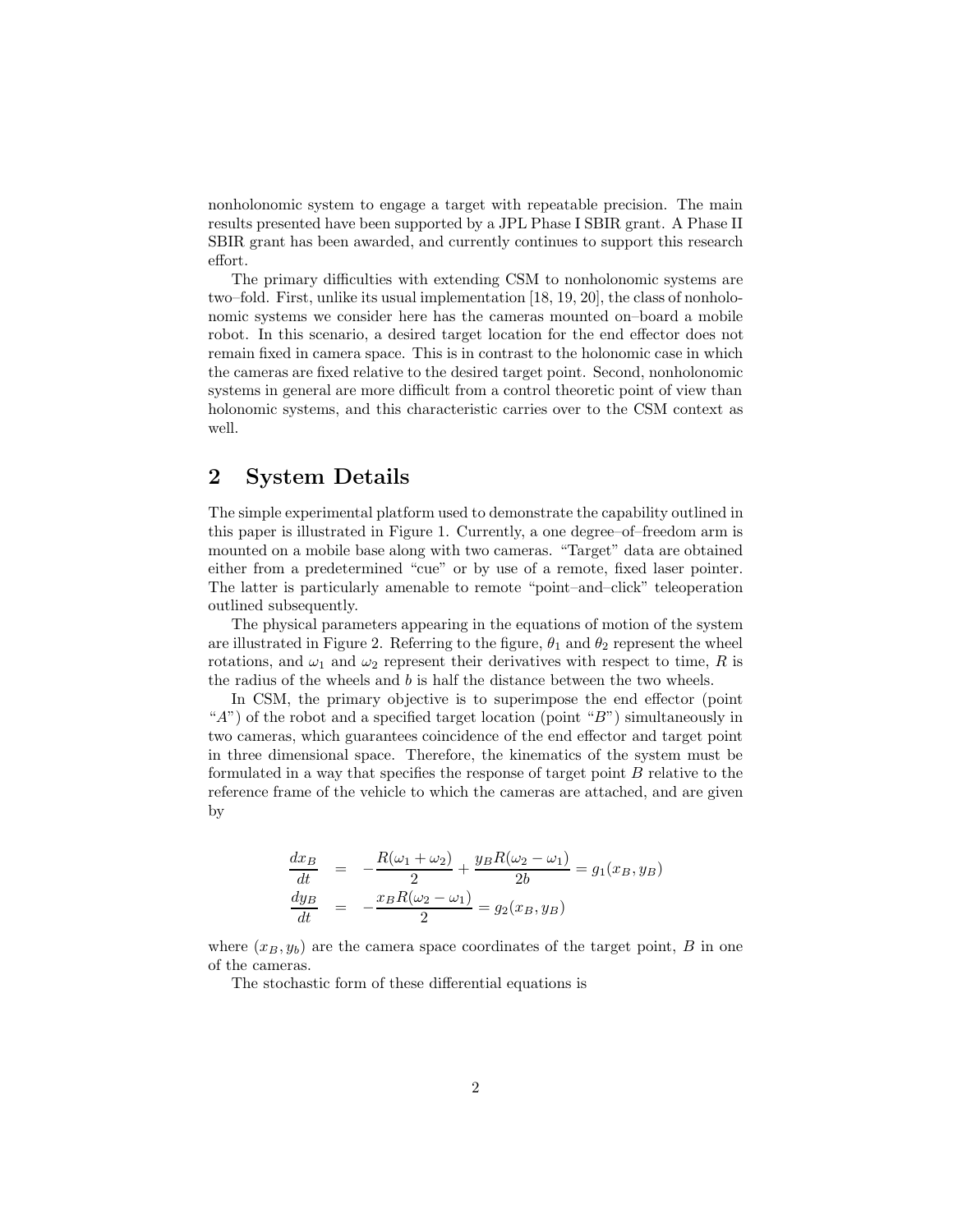nonholonomic system to engage a target with repeatable precision. The main results presented have been supported by a JPL Phase I SBIR grant. A Phase II SBIR grant has been awarded, and currently continues to support this research effort.

The primary difficulties with extending CSM to nonholonomic systems are two–fold. First, unlike its usual implementation [18, 19, 20], the class of nonholonomic systems we consider here has the cameras mounted on–board a mobile robot. In this scenario, a desired target location for the end effector does not remain fixed in camera space. This is in contrast to the holonomic case in which the cameras are fixed relative to the desired target point. Second, nonholonomic systems in general are more difficult from a control theoretic point of view than holonomic systems, and this characteristic carries over to the CSM context as well.

## 2 System Details

The simple experimental platform used to demonstrate the capability outlined in this paper is illustrated in Figure 1. Currently, a one degree–of–freedom arm is mounted on a mobile base along with two cameras. "Target" data are obtained either from a predetermined "cue" or by use of a remote, fixed laser pointer. The latter is particularly amenable to remote "point–and–click" teleoperation outlined subsequently.

The physical parameters appearing in the equations of motion of the system are illustrated in Figure 2. Referring to the figure, $\theta_1$ and $\theta_2$ represent the wheel rotations, and $\omega_1$ and $\omega_2$ represent their derivatives with respect to time, $R$ is the radius of the wheels and $b$ is half the distance between the two wheels.

In CSM, the primary objective is to superimpose the end effector (point "$A$") of the robot and a specified target location (point "$B$") simultaneously in two cameras, which guarantees coincidence of the end effector and target point in three dimensional space. Therefore, the kinematics of the system must be formulated in a way that specifies the response of target point $B$ relative to the reference frame of the vehicle to which the cameras are attached, and are given by

$$
\begin{aligned}
\frac{dx_B}{dt} &= -\frac{R(\omega_1+\omega_2)}{2} + \frac{y_B R(\omega_2-\omega_1)}{2b} = g_1(x_B, y_B) \\
\frac{dy_B}{dt} &= -\frac{x_B R(\omega_2-\omega_1)}{2} = g_2(x_B, y_B)
\end{aligned}
$$

where $(x_B, y_b)$ are the camera space coordinates of the target point, $B$ in one of the cameras.

The stochastic form of these differential equations is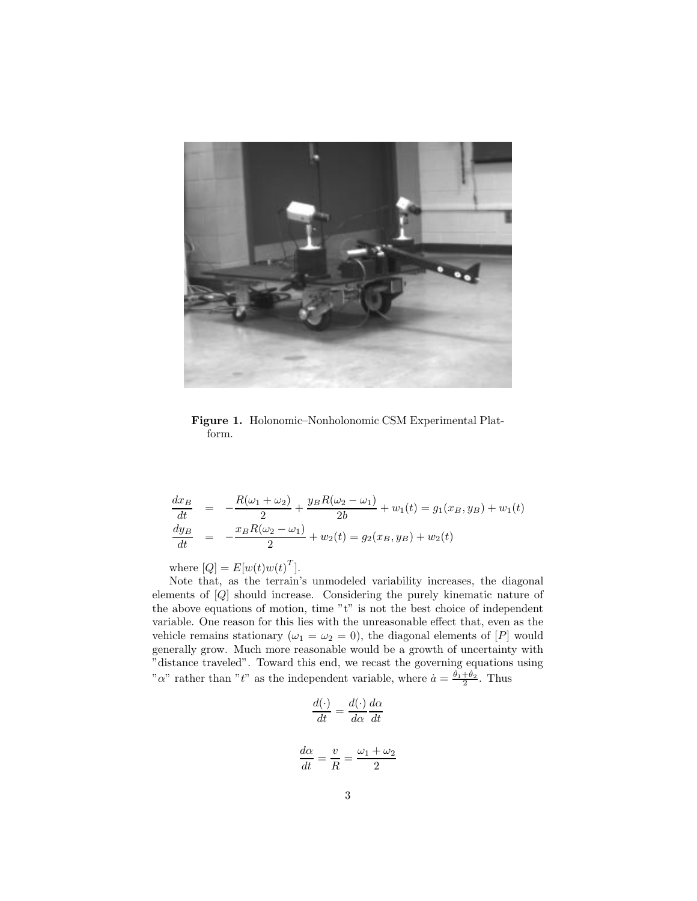**Figure 1.** Holonomic–Nonholonomic CSM Experimental Platform.

$$
\begin{aligned}
\frac{dx_B}{dt} &= -\frac{R(\omega_1+\omega_2)}{2} + \frac{y_B R(\omega_2-\omega_1)}{2b} + w_1(t) = g_1(x_B, y_B) + w_1(t) \\
\frac{dy_B}{dt} &= -\frac{x_B R(\omega_2-\omega_1)}{2} + w_2(t) = g_2(x_B, y_B) + w_2(t)
\end{aligned}
$$

where $[Q] = E[w(t)w(t)^T]$.

Note that, as the terrain's unmodeled variability increases, the diagonal elements of $[Q]$ should increase. Considering the purely kinematic nature of the above equations of motion, time "t" is not the best choice of independent variable. One reason for this lies with the unreasonable effect that, even as the vehicle remains stationary ($\omega_1 = \omega_2 = 0$), the diagonal elements of $[P]$ would generally grow. Much more reasonable would be a growth of uncertainty with "distance traveled". Toward this end, we recast the governing equations using "$\alpha$" rather than "$t$" as the independent variable, where $\dot{a} = \frac{\dot{\theta}_1+\dot{\theta}_2}{2}$. Thus

$$
\frac{d(\cdot)}{dt} = \frac{d(\cdot)}{d\alpha}\frac{d\alpha}{dt}
$$

$$
\frac{d\alpha}{dt} = \frac{v}{R} = \frac{\omega_1+\omega_2}{2}
$$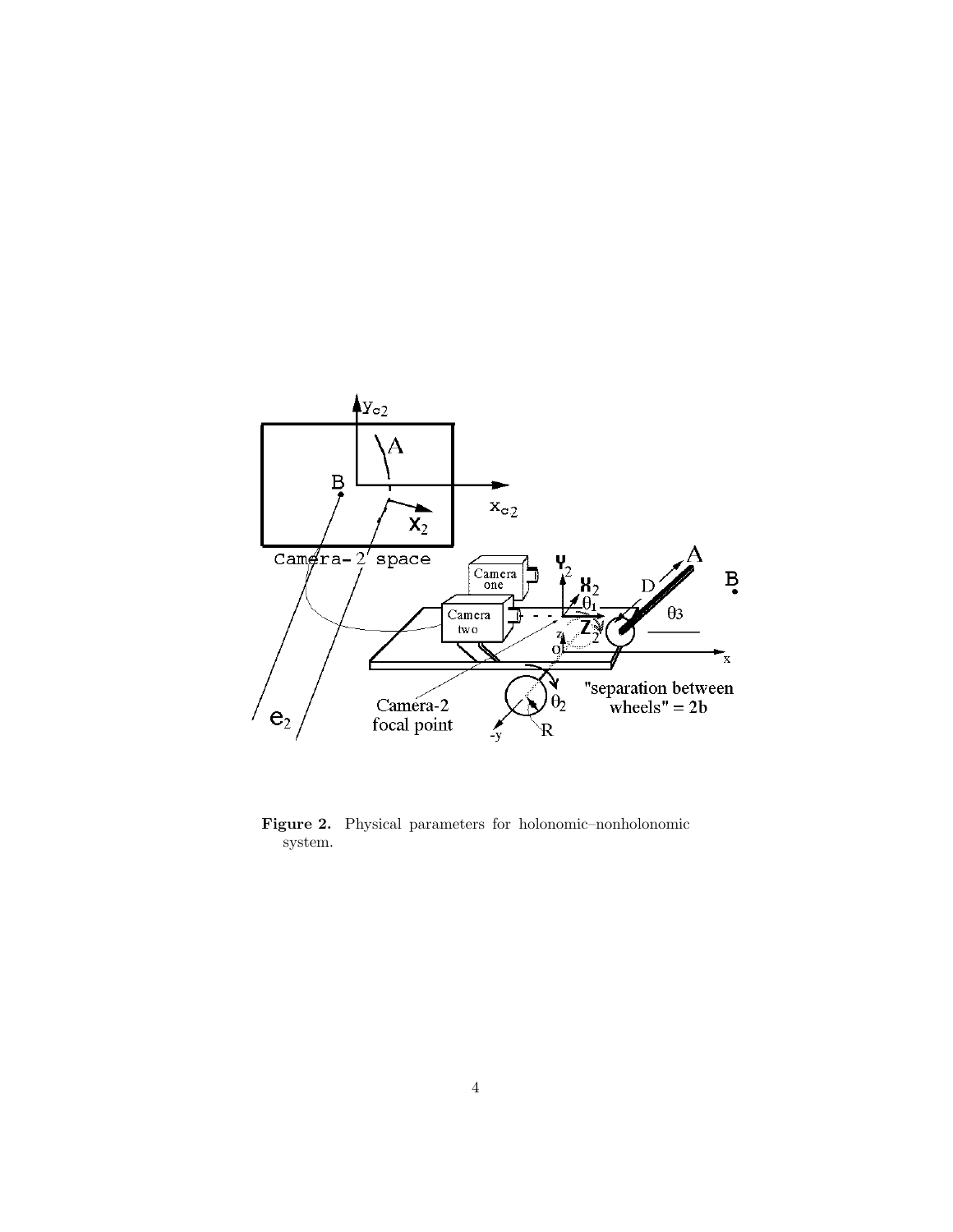**Figure 2.** Physical parameters for holonomic–nonholonomic system.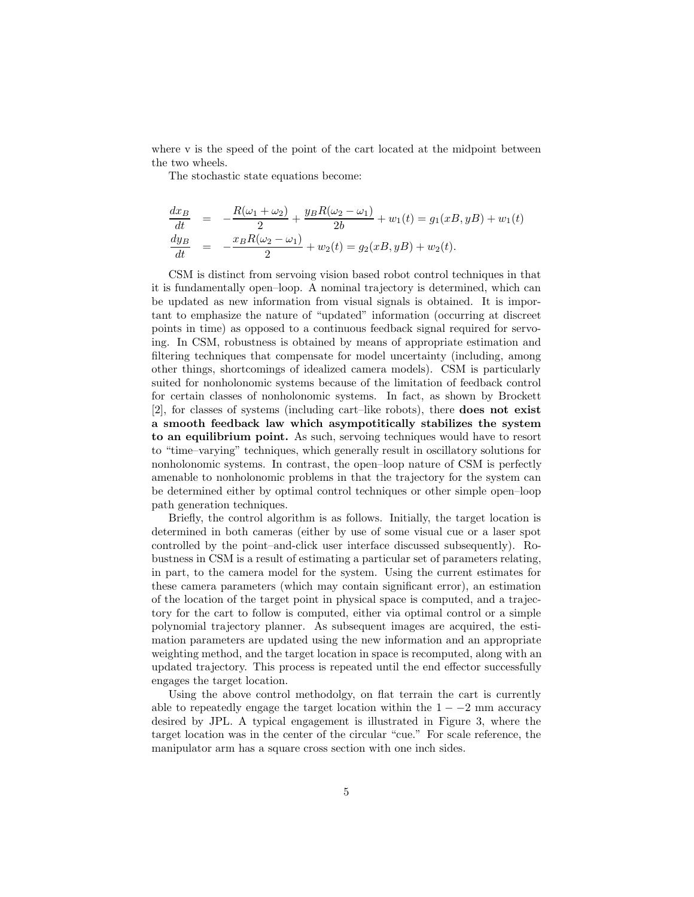where v is the speed of the point of the cart located at the midpoint between the two wheels.

The stochastic state equations become:

$$
\begin{aligned}
\frac{dx_B}{dt} &= -\frac{R(\omega_1 + \omega_2)}{2} + \frac{y_B R(\omega_2 - \omega_1)}{2b} + w_1(t) = g_1(xB, yB) + w_1(t) \\
\frac{dy_B}{dt} &= -\frac{x_B R(\omega_2 - \omega_1)}{2} + w_2(t) = g_2(xB, yB) + w_2(t).
\end{aligned}
$$

CSM is distinct from servoing vision based robot control techniques in that it is fundamentally open–loop. A nominal trajectory is determined, which can be updated as new information from visual signals is obtained. It is important to emphasize the nature of "updated" information (occurring at discreet points in time) as opposed to a continuous feedback signal required for servoing. In CSM, robustness is obtained by means of appropriate estimation and filtering techniques that compensate for model uncertainty (including, among other things, shortcomings of idealized camera models). CSM is particularly suited for nonholonomic systems because of the limitation of feedback control for certain classes of nonholonomic systems. In fact, as shown by Brockett [2], for classes of systems (including cart–like robots), there **does not exist a smooth feedback law which asympotitically stabilizes the system to an equilibrium point.** As such, servoing techniques would have to resort to "time–varying" techniques, which generally result in oscillatory solutions for nonholonomic systems. In contrast, the open–loop nature of CSM is perfectly amenable to nonholonomic problems in that the trajectory for the system can be determined either by optimal control techniques or other simple open–loop path generation techniques.

Briefly, the control algorithm is as follows. Initially, the target location is determined in both cameras (either by use of some visual cue or a laser spot controlled by the point–and-click user interface discussed subsequently). Robustness in CSM is a result of estimating a particular set of parameters relating, in part, to the camera model for the system. Using the current estimates for these camera parameters (which may contain significant error), an estimation of the location of the target point in physical space is computed, and a trajectory for the cart to follow is computed, either via optimal control or a simple polynomial trajectory planner. As subsequent images are acquired, the estimation parameters are updated using the new information and an appropriate weighting method, and the target location in space is recomputed, along with an updated trajectory. This process is repeated until the end effector successfully engages the target location.

Using the above control methodolgy, on flat terrain the cart is currently able to repeatedly engage the target location within the $1 - -2$ mm accuracy desired by JPL. A typical engagement is illustrated in Figure 3, where the target location was in the center of the circular "cue." For scale reference, the manipulator arm has a square cross section with one inch sides.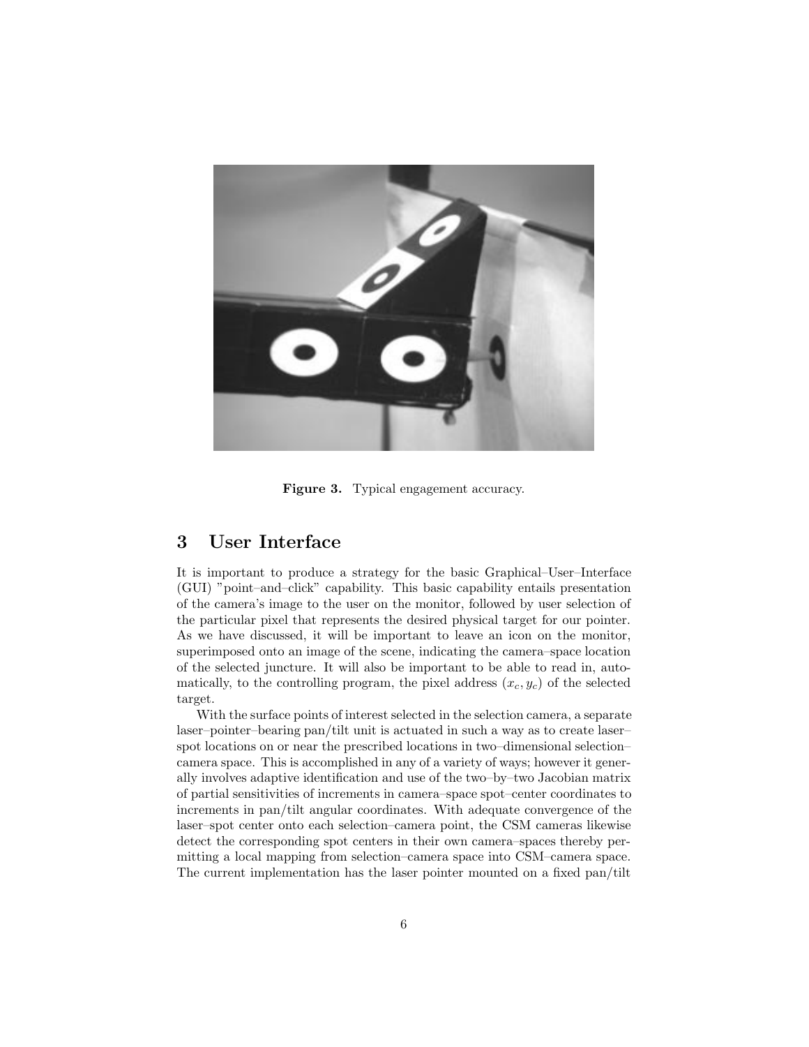Figure 3. Typical engagement accuracy.

## 3 User Interface

It is important to produce a strategy for the basic Graphical–User–Interface (GUI) "point–and–click" capability. This basic capability entails presentation of the camera's image to the user on the monitor, followed by user selection of the particular pixel that represents the desired physical target for our pointer. As we have discussed, it will be important to leave an icon on the monitor, superimposed onto an image of the scene, indicating the camera–space location of the selected juncture. It will also be important to be able to read in, automatically, to the controlling program, the pixel address $(x_c, y_c)$ of the selected target.

With the surface points of interest selected in the selection camera, a separate laser–pointer–bearing pan/tilt unit is actuated in such a way as to create laser–spot locations on or near the prescribed locations in two–dimensional selection–camera space. This is accomplished in any of a variety of ways; however it generally involves adaptive identification and use of the two–by–two Jacobian matrix of partial sensitivities of increments in camera–space spot–center coordinates to increments in pan/tilt angular coordinates. With adequate convergence of the laser–spot center onto each selection–camera point, the CSM cameras likewise detect the corresponding spot centers in their own camera–spaces thereby permitting a local mapping from selection–camera space into CSM–camera space. The current implementation has the laser pointer mounted on a fixed pan/tilt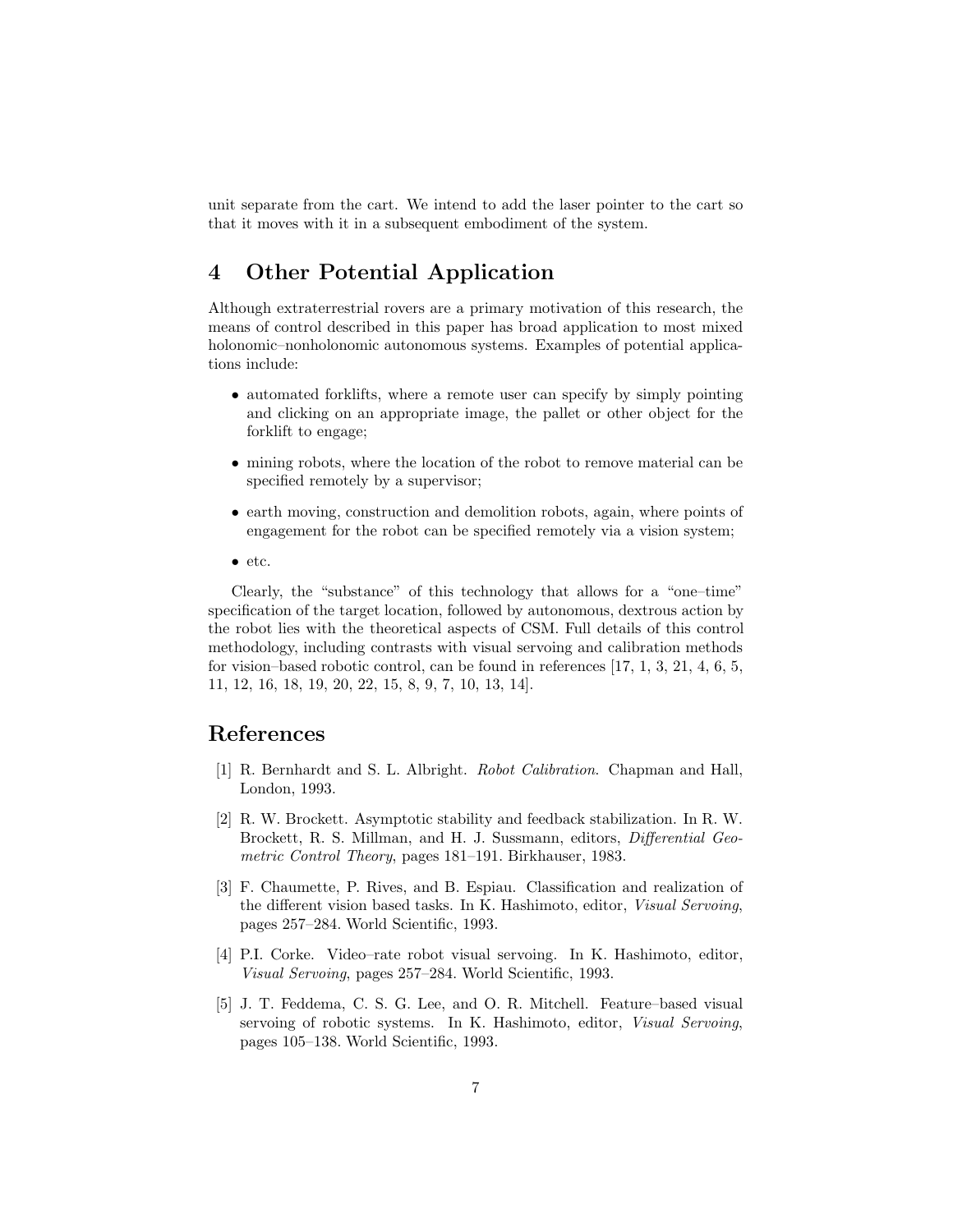unit separate from the cart. We intend to add the laser pointer to the cart so that it moves with it in a subsequent embodiment of the system.

## 4 Other Potential Application

Although extraterrestrial rovers are a primary motivation of this research, the means of control described in this paper has broad application to most mixed holonomic–nonholonomic autonomous systems. Examples of potential applications include:

- automated forklifts, where a remote user can specify by simply pointing and clicking on an appropriate image, the pallet or other object for the forklift to engage;
- mining robots, where the location of the robot to remove material can be specified remotely by a supervisor;
- earth moving, construction and demolition robots, again, where points of engagement for the robot can be specified remotely via a vision system;
- etc.

Clearly, the "substance" of this technology that allows for a "one–time" specification of the target location, followed by autonomous, dextrous action by the robot lies with the theoretical aspects of CSM. Full details of this control methodology, including contrasts with visual servoing and calibration methods for vision–based robotic control, can be found in references [17, 1, 3, 21, 4, 6, 5, 11, 12, 16, 18, 19, 20, 22, 15, 8, 9, 7, 10, 13, 14].

## References

[1] R. Bernhardt and S. L. Albright. *Robot Calibration*. Chapman and Hall, London, 1993.

[2] R. W. Brockett. Asymptotic stability and feedback stabilization. In R. W. Brockett, R. S. Millman, and H. J. Sussmann, editors, *Differential Geometric Control Theory*, pages 181–191. Birkhauser, 1983.

[3] F. Chaumette, P. Rives, and B. Espiau. Classification and realization of the different vision based tasks. In K. Hashimoto, editor, *Visual Servoing*, pages 257–284. World Scientific, 1993.

[4] P.I. Corke. Video–rate robot visual servoing. In K. Hashimoto, editor, *Visual Servoing*, pages 257–284. World Scientific, 1993.

[5] J. T. Feddema, C. S. G. Lee, and O. R. Mitchell. Feature–based visual servoing of robotic systems. In K. Hashimoto, editor, *Visual Servoing*, pages 105–138. World Scientific, 1993.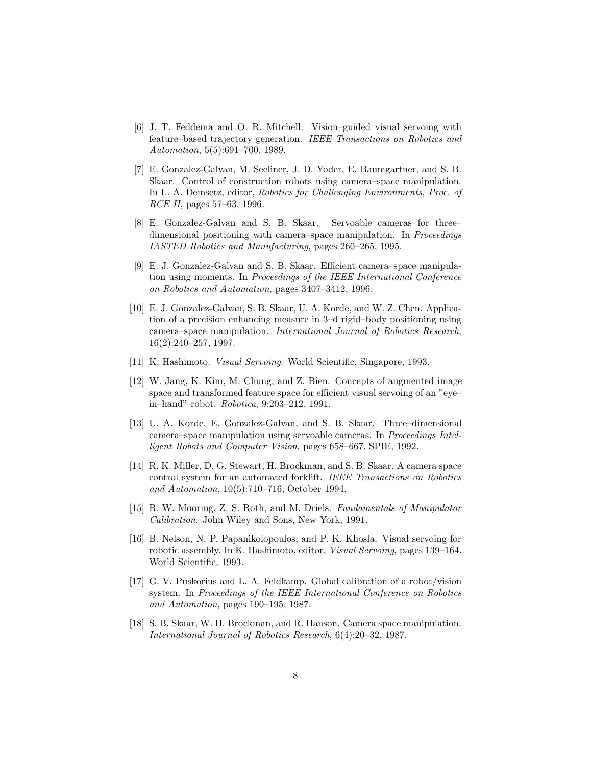[6] J. T. Feddema and O. R. Mitchell. Vision–guided visual servoing with feature–based trajectory generation. *IEEE Transactions on Robotics and Automation*, 5(5):691–700, 1989.

[7] E. Gonzalez-Galvan, M. Seeliner, J. D. Yoder, E. Baumgartner, and S. B. Skaar. Control of construction robots using camera–space manipulation. In L. A. Demsetz, editor, *Robotics for Challenging Environments, Proc. of RCE II*, pages 57–63, 1996.

[8] E. Gonzalez-Galvan and S. B. Skaar. Servoable cameras for three–dimensional positioning with camera–space manipulation. In *Proceedings IASTED Robotics and Manufacturing*, pages 260–265, 1995.

[9] E. J. Gonzalez-Galvan and S. B. Skaar. Efficient camera–space manipulation using moments. In *Proceedings of the IEEE International Conference on Robotics and Automation*, pages 3407–3412, 1996.

[10] E. J. Gonzalez-Galvan, S. B. Skaar, U. A. Korde, and W. Z. Chen. Application of a precision enhancing measure in 3–d rigid–body positioning using camera–space manipulation. *International Journal of Robotics Research*, 16(2):240–257, 1997.

[11] K. Hashimoto. *Visual Servoing*. World Scientific, Singapore, 1993.

[12] W. Jang, K. Kim, M. Chung, and Z. Bien. Concepts of augmented image space and transformed feature space for efficient visual servoing of an "eye–in–hand" robot. *Robotica*, 9:203–212, 1991.

[13] U. A. Korde, E. Gonzalez-Galvan, and S. B. Skaar. Three–dimensional camera–space manipulation using servoable cameras. In *Proceedings Intelligent Robots and Computer Vision*, pages 658–667. SPIE, 1992.

[14] R. K. Miller, D. G. Stewart, H. Brockman, and S. B. Skaar. A camera space control system for an automated forklift. *IEEE Transactions on Robotics and Automation*, 10(5):710–716, October 1994.

[15] B. W. Mooring, Z. S. Roth, and M. Driels. *Fundamentals of Manipulator Calibration*. John Wiley and Sons, New York, 1991.

[16] B. Nelson, N. P. Papanikolopoulos, and P. K. Khosla. Visual servoing for robotic assembly. In K. Hashimoto, editor, *Visual Servoing*, pages 139–164. World Scientific, 1993.

[17] G. V. Puskorius and L. A. Feldkamp. Global calibration of a robot/vision system. In *Proceedings of the IEEE International Conference on Robotics and Automation*, pages 190–195, 1987.

[18] S. B. Skaar, W. H. Brockman, and R. Hanson. Camera space manipulation. *International Journal of Robotics Research*, 6(4):20–32, 1987.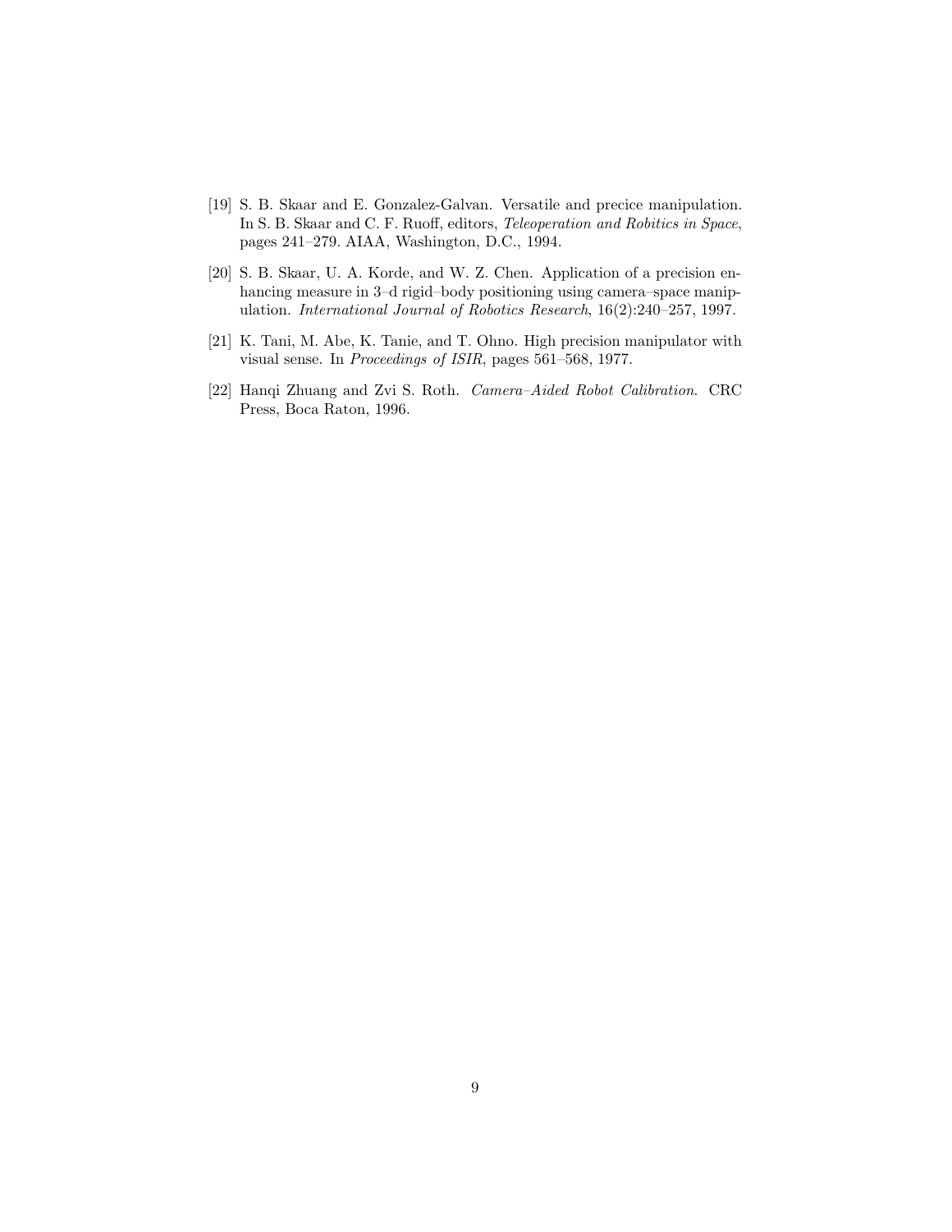[19] S. B. Skaar and E. Gonzalez-Galvan. Versatile and precice manipulation. In S. B. Skaar and C. F. Ruoff, editors, *Teleoperation and Robitics in Space*, pages 241–279. AIAA, Washington, D.C., 1994.

[20] S. B. Skaar, U. A. Korde, and W. Z. Chen. Application of a precision enhancing measure in 3–d rigid–body positioning using camera–space manipulation. *International Journal of Robotics Research*, 16(2):240–257, 1997.

[21] K. Tani, M. Abe, K. Tanie, and T. Ohno. High precision manipulator with visual sense. In *Proceedings of ISIR*, pages 561–568, 1977.

[22] Hanqi Zhuang and Zvi S. Roth. *Camera–Aided Robot Calibration*. CRC Press, Boca Raton, 1996.